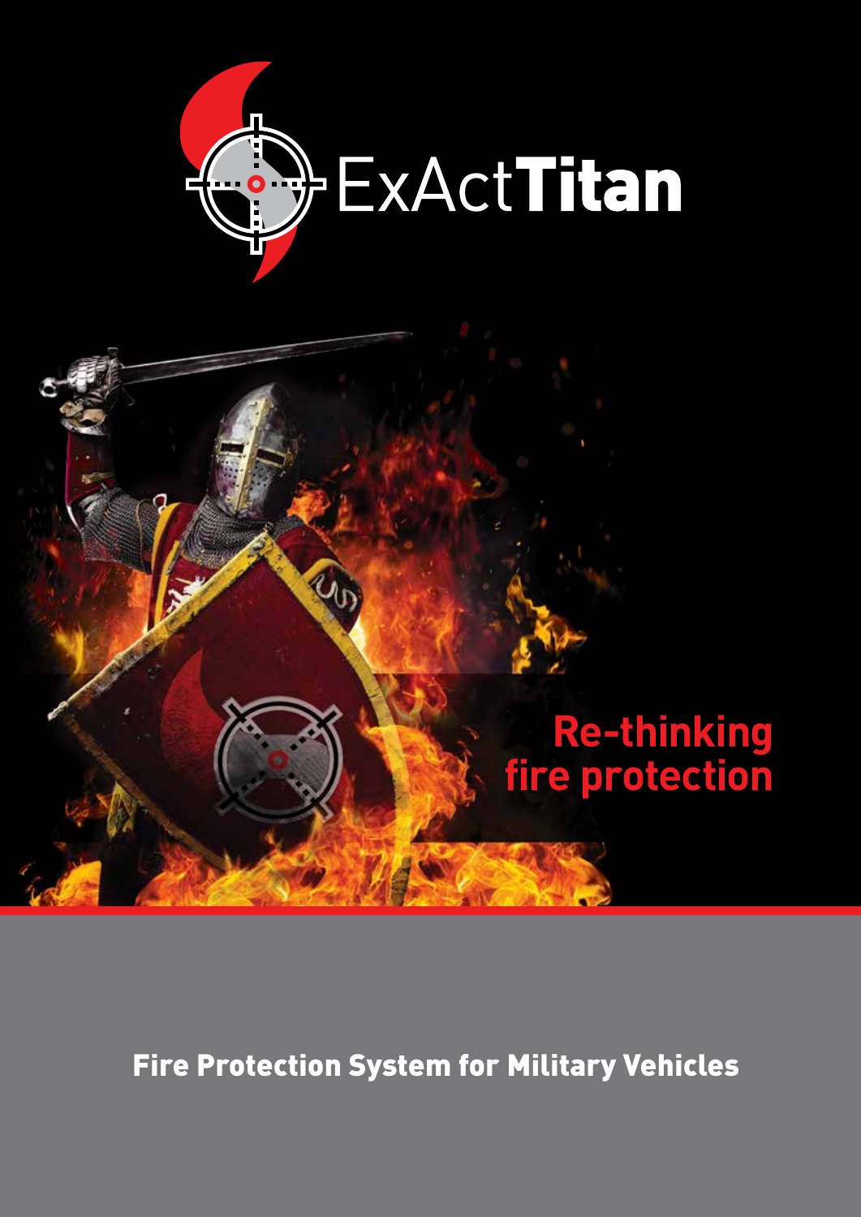# ExAct**Titan**

## Re-thinking fire protection

**Fire Protection System for Military Vehicles**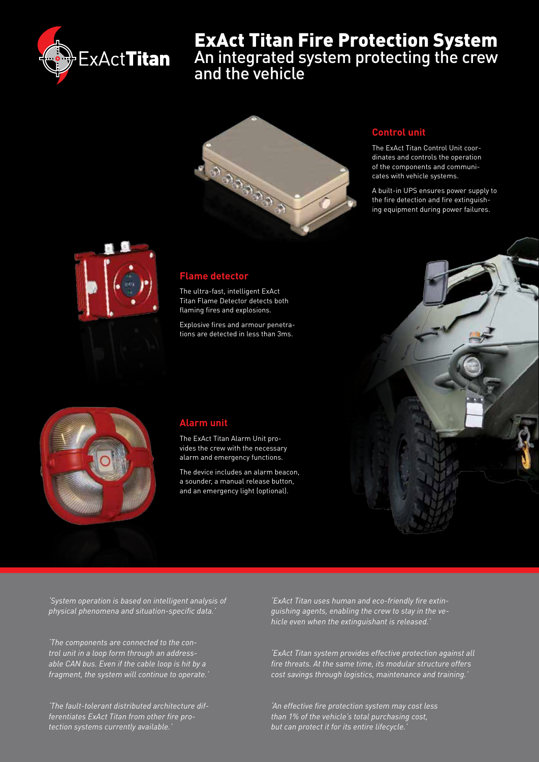ExAct**Titan**

# ExAct Titan Fire Protection System

## An integrated system protecting the crew and the vehicle

### Control unit

The ExAct Titan Control Unit coordinates and controls the operation of the components and communicates with vehicle systems.

A built-in UPS ensures power supply to the fire detection and fire extinguishing equipment during power failures.

### Flame detector

The ultra-fast, intelligent ExAct Titan Flame Detector detects both flaming fires and explosions.

Explosive fires and armour penetrations are detected in less than 3ms.

### Alarm unit

The ExAct Titan Alarm Unit provides the crew with the necessary alarm and emergency functions.

The device includes an alarm beacon, a sounder, a manual release button, and an emergency light (optional).

*'System operation is based on intelligent analysis of physical phenomena and situation-specific data.'*

*'The components are connected to the control unit in a loop form through an addressable CAN bus. Even if the cable loop is hit by a fragment, the system will continue to operate.'*

*'The fault-tolerant distributed architecture differentiates ExAct Titan from other fire protection systems currently available.'*

*'ExAct Titan uses human and eco-friendly fire extinguishing agents, enabling the crew to stay in the vehicle even when the extinguishant is released.'*

*'ExAct Titan system provides effective protection against all fire threats. At the same time, its modular structure offers cost savings through logistics, maintenance and training.'*

*'An effective fire protection system may cost less than 1% of the vehicle's total purchasing cost, but can protect it for its entire lifecycle.'*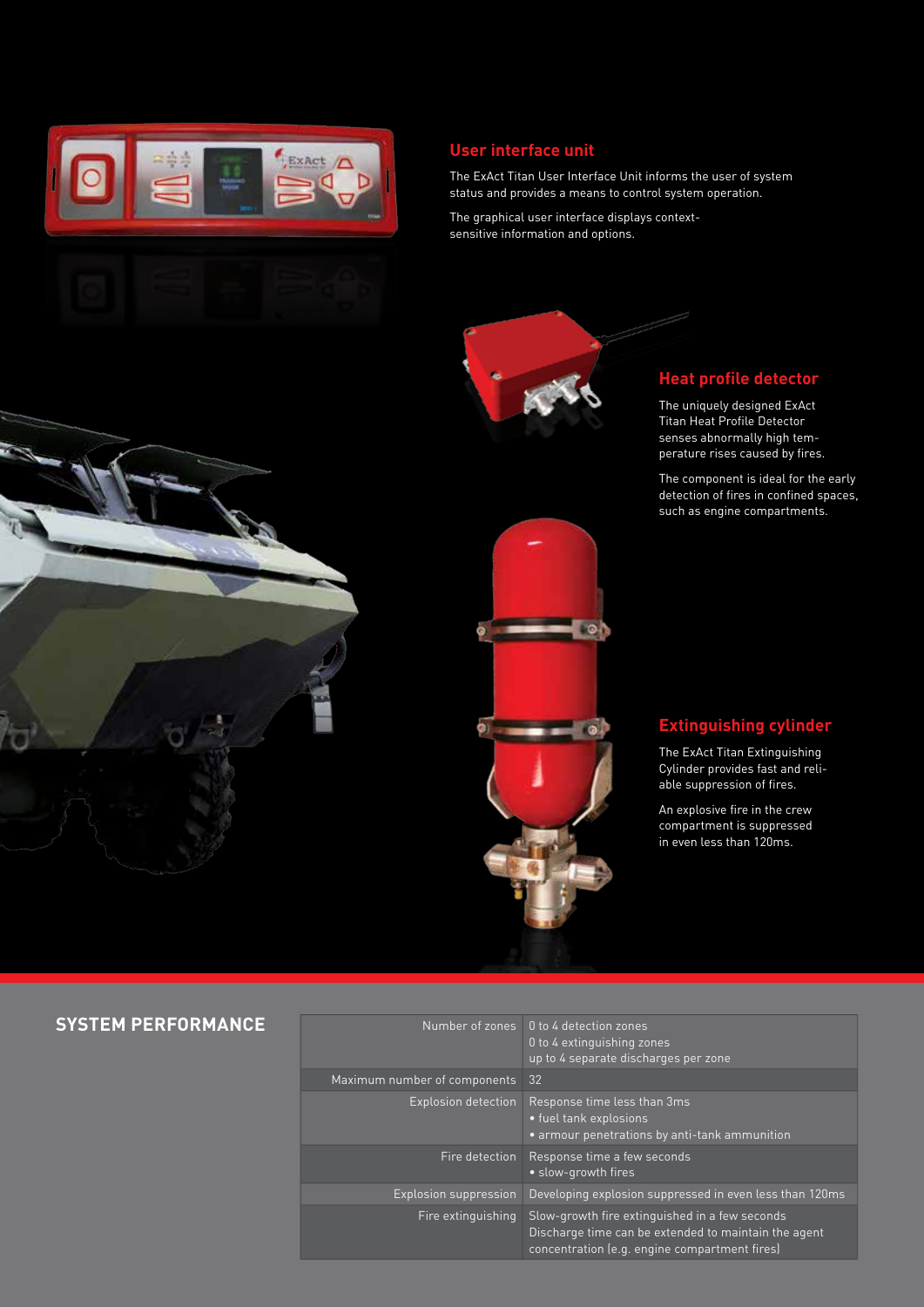## User interface unit

The ExAct Titan User Interface Unit informs the user of system status and provides a means to control system operation.

The graphical user interface displays context-sensitive information and options.

## Heat profile detector

The uniquely designed ExAct Titan Heat Profile Detector senses abnormally high temperature rises caused by fires.

The component is ideal for the early detection of fires in confined spaces, such as engine compartments.

## Extinguishing cylinder

The ExAct Titan Extinguishing Cylinder provides fast and reliable suppression of fires.

An explosive fire in the crew compartment is suppressed in even less than 120ms.

## SYSTEM PERFORMANCE

| | |
|---|---|
| Number of zones | 0 to 4 detection zones<br>0 to 4 extinguishing zones<br>up to 4 separate discharges per zone |
| Maximum number of components | 32 |
| Explosion detection | Response time less than 3ms<br>• fuel tank explosions<br>• armour penetrations by anti-tank ammunition |
| Fire detection | Response time a few seconds<br>• slow-growth fires |
| Explosion suppression | Developing explosion suppressed in even less than 120ms |
| Fire extinguishing | Slow-growth fire extinguished in a few seconds<br>Discharge time can be extended to maintain the agent concentration (e.g. engine compartment fires) |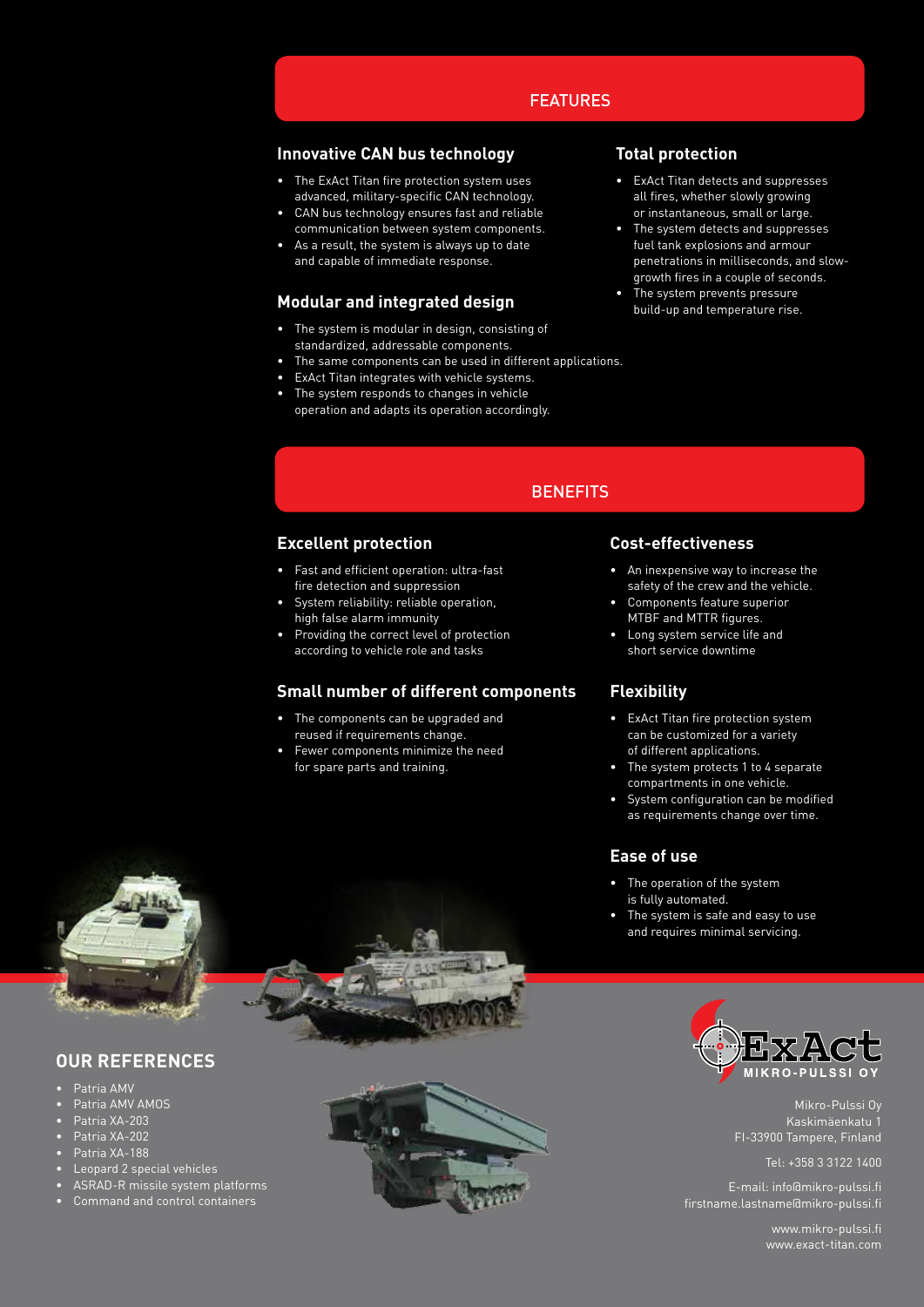## FEATURES

### Innovative CAN bus technology

- The ExAct Titan fire protection system uses advanced, military-specific CAN technology.
- CAN bus technology ensures fast and reliable communication between system components.
- As a result, the system is always up to date and capable of immediate response.

### Modular and integrated design

- The system is modular in design, consisting of standardized, addressable components.
- The same components can be used in different applications.
- ExAct Titan integrates with vehicle systems.
- The system responds to changes in vehicle operation and adapts its operation accordingly.

### Total protection

- ExAct Titan detects and suppresses all fires, whether slowly growing or instantaneous, small or large.
- The system detects and suppresses fuel tank explosions and armour penetrations in milliseconds, and slow-growth fires in a couple of seconds.
- The system prevents pressure build-up and temperature rise.

## BENEFITS

### Excellent protection

- Fast and efficient operation: ultra-fast fire detection and suppression
- System reliability: reliable operation, high false alarm immunity
- Providing the correct level of protection according to vehicle role and tasks

### Small number of different components

- The components can be upgraded and reused if requirements change.
- Fewer components minimize the need for spare parts and training.

### Cost-effectiveness

- An inexpensive way to increase the safety of the crew and the vehicle.
- Components feature superior MTBF and MTTR figures.
- Long system service life and short service downtime

### Flexibility

- ExAct Titan fire protection system can be customized for a variety of different applications.
- The system protects 1 to 4 separate compartments in one vehicle.
- System configuration can be modified as requirements change over time.

### Ease of use

- The operation of the system is fully automated.
- The system is safe and easy to use and requires minimal servicing.

## OUR REFERENCES

- Patria AMV
- Patria AMV AMOS
- Patria XA-203
- Patria XA-202
- Patria XA-188
- Leopard 2 special vehicles
- ASRAD-R missile system platforms
- Command and control containers

ExAct
MIKRO-PULSSI OY

Mikro-Pulssi Oy
Kaskimäenkatu 1
FI-33900 Tampere, Finland

Tel: +358 3 3122 1400

E-mail: info@mikro-pulssi.fi
firstname.lastname@mikro-pulssi.fi

www.mikro-pulssi.fi
www.exact-titan.com